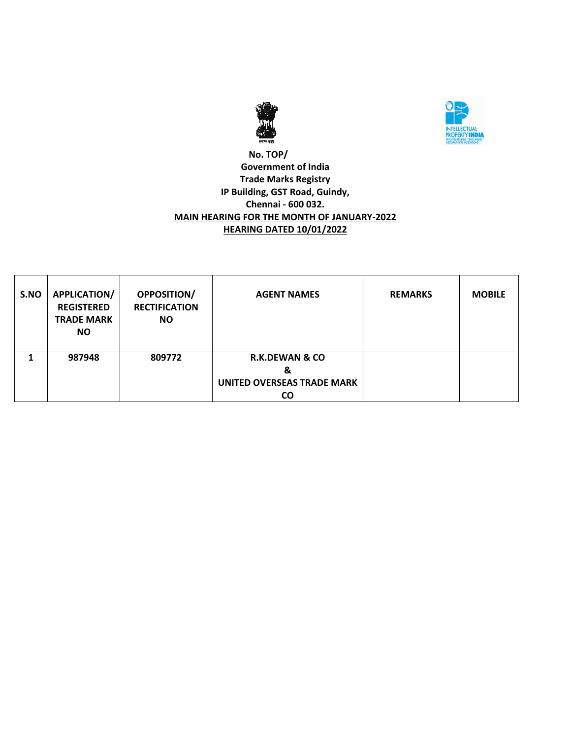No. TOP/

**Government of India**
**Trade Marks Registry**
**IP Building, GST Road, Guindy,**
**Chennai - 600 032.**

**MAIN HEARING FOR THE MONTH OF JANUARY-2022**

**HEARING DATED 10/01/2022**

| S.NO | APPLICATION/ REGISTERED TRADE MARK NO | OPPOSITION/ RECTIFICATION NO | AGENT NAMES | REMARKS | MOBILE |
|---|---|---|---|---|---|
| 1 | 987948 | 809772 | R.K.DEWAN & CO & UNITED OVERSEAS TRADE MARK CO | | |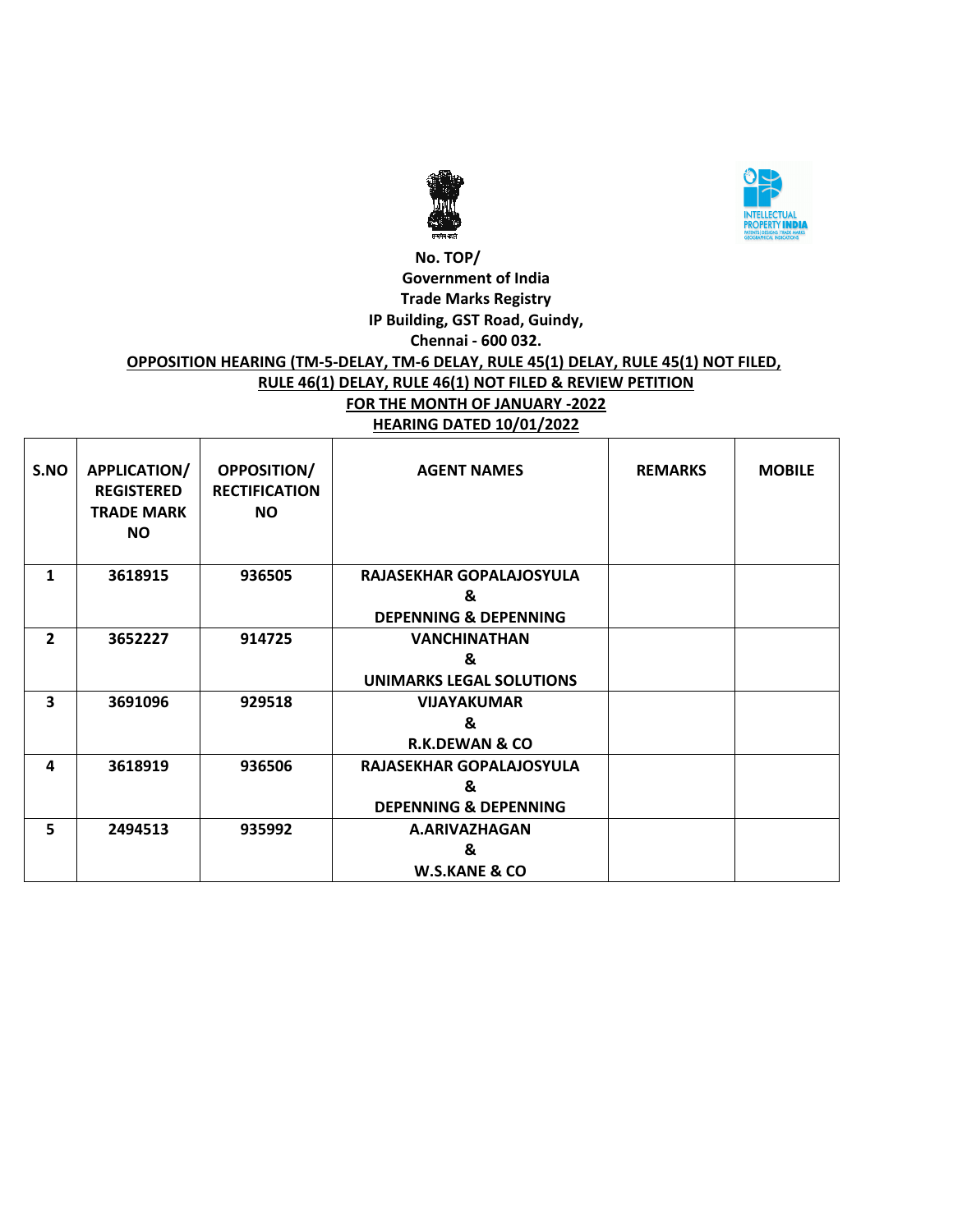No. TOP/
Government of India
Trade Marks Registry
IP Building, GST Road, Guindy,
Chennai - 600 032.

**OPPOSITION HEARING (TM-5-DELAY, TM-6 DELAY, RULE 45(1) DELAY, RULE 45(1) NOT FILED, RULE 46(1) DELAY, RULE 46(1) NOT FILED & REVIEW PETITION**

**FOR THE MONTH OF JANUARY -2022**

**HEARING DATED 10/01/2022**

| S.NO | APPLICATION/ REGISTERED TRADE MARK NO | OPPOSITION/ RECTIFICATION NO | AGENT NAMES | REMARKS | MOBILE |
|---|---|---|---|---|---|
| 1 | 3618915 | 936505 | RAJASEKHAR GOPALAJOSYULA & DEPENNING & DEPENNING | | |
| 2 | 3652227 | 914725 | VANCHINATHAN & UNIMARKS LEGAL SOLUTIONS | | |
| 3 | 3691096 | 929518 | VIJAYAKUMAR & R.K.DEWAN & CO | | |
| 4 | 3618919 | 936506 | RAJASEKHAR GOPALAJOSYULA & DEPENNING & DEPENNING | | |
| 5 | 2494513 | 935992 | A.ARIVAZHAGAN & W.S.KANE & CO | | |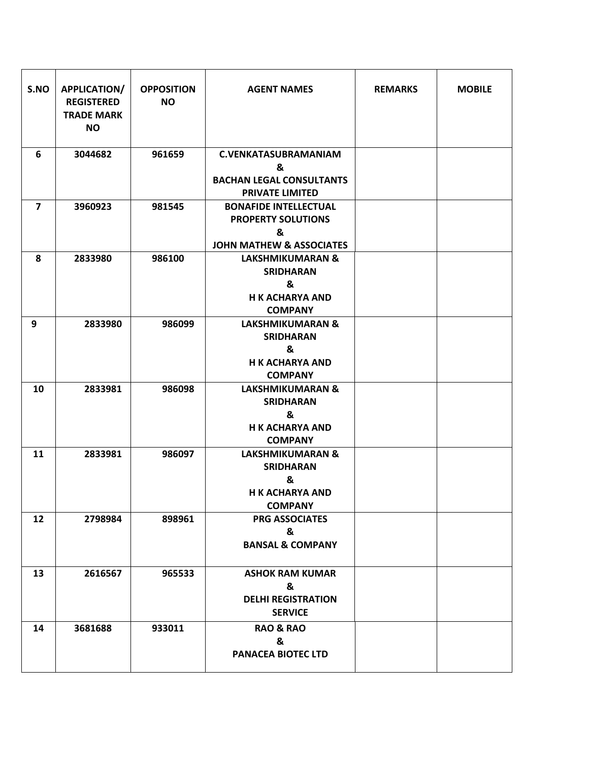| S.NO | APPLICATION/ REGISTERED TRADE MARK NO | OPPOSITION NO | AGENT NAMES | REMARKS | MOBILE |
|---|---|---|---|---|---|
| 6 | 3044682 | 961659 | C.VENKATASUBRAMANIAM & BACHAN LEGAL CONSULTANTS PRIVATE LIMITED | | |
| 7 | 3960923 | 981545 | BONAFIDE INTELLECTUAL PROPERTY SOLUTIONS & JOHN MATHEW & ASSOCIATES | | |
| 8 | 2833980 | 986100 | LAKSHMIKUMARAN & SRIDHARAN & H K ACHARYA AND COMPANY | | |
| 9 | 2833980 | 986099 | LAKSHMIKUMARAN & SRIDHARAN & H K ACHARYA AND COMPANY | | |
| 10 | 2833981 | 986098 | LAKSHMIKUMARAN & SRIDHARAN & H K ACHARYA AND COMPANY | | |
| 11 | 2833981 | 986097 | LAKSHMIKUMARAN & SRIDHARAN & H K ACHARYA AND COMPANY | | |
| 12 | 2798984 | 898961 | PRG ASSOCIATES & BANSAL & COMPANY | | |
| 13 | 2616567 | 965533 | ASHOK RAM KUMAR & DELHI REGISTRATION SERVICE | | |
| 14 | 3681688 | 933011 | RAO & RAO & PANACEA BIOTEC LTD | | |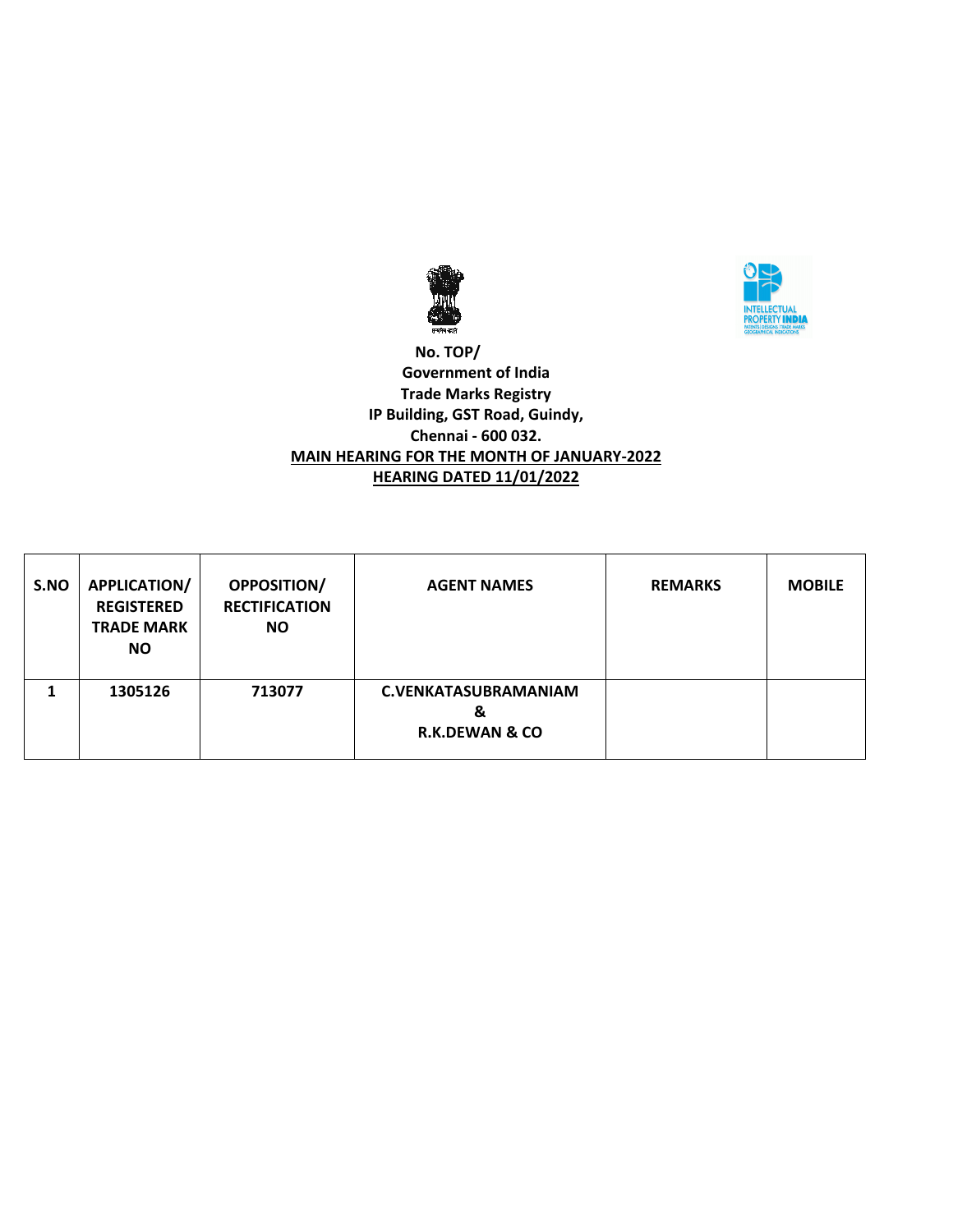No. TOP/

Government of India

Trade Marks Registry

IP Building, GST Road, Guindy,

Chennai - 600 032.

**MAIN HEARING FOR THE MONTH OF JANUARY-2022**

**HEARING DATED 11/01/2022**

| S.NO | APPLICATION/ REGISTERED TRADE MARK NO | OPPOSITION/ RECTIFICATION NO | AGENT NAMES | REMARKS | MOBILE |
|---|---|---|---|---|---|
| 1 | 1305126 | 713077 | C.VENKATASUBRAMANIAM & R.K.DEWAN & CO | | |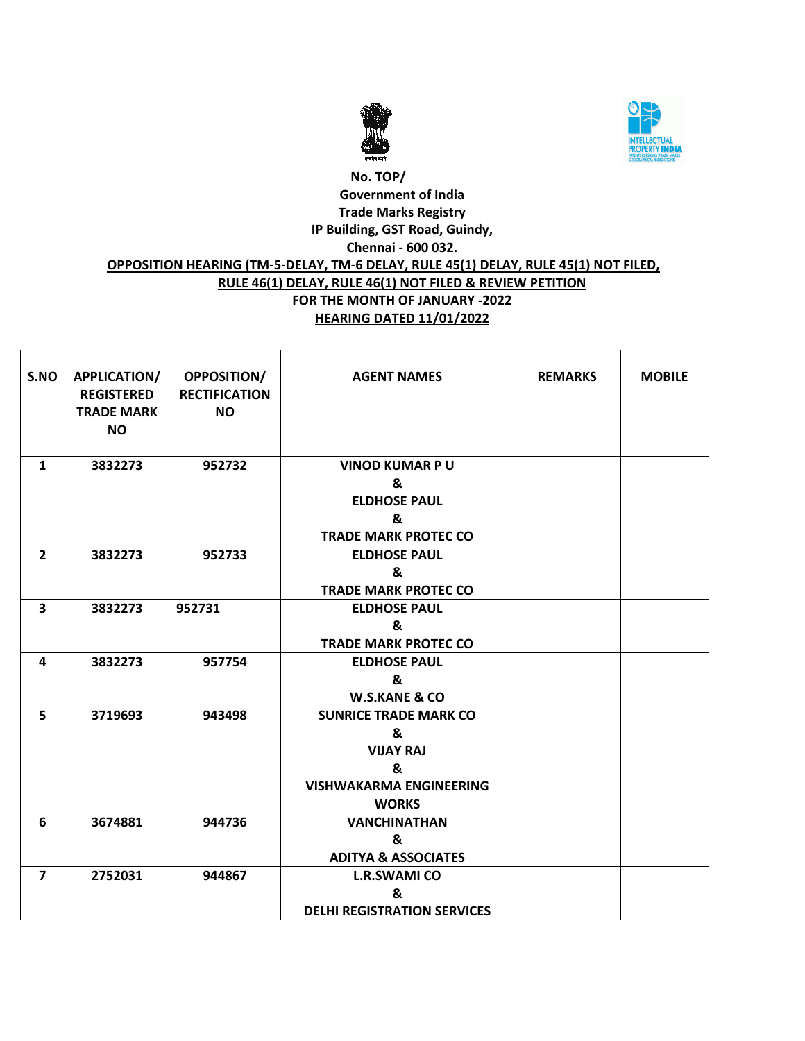No. TOP/

Government of India

Trade Marks Registry

IP Building, GST Road, Guindy,

Chennai - 600 032.

**OPPOSITION HEARING (TM-5-DELAY, TM-6 DELAY, RULE 45(1) DELAY, RULE 45(1) NOT FILED, RULE 46(1) DELAY, RULE 46(1) NOT FILED & REVIEW PETITION**

**FOR THE MONTH OF JANUARY -2022**

**HEARING DATED 11/01/2022**

| S.NO | APPLICATION/ REGISTERED TRADE MARK NO | OPPOSITION/ RECTIFICATION NO | AGENT NAMES | REMARKS | MOBILE |
|---|---|---|---|---|---|
| 1 | 3832273 | 952732 | VINOD KUMAR P U & ELDHOSE PAUL & TRADE MARK PROTEC CO | | |
| 2 | 3832273 | 952733 | ELDHOSE PAUL & TRADE MARK PROTEC CO | | |
| 3 | 3832273 | 952731 | ELDHOSE PAUL & TRADE MARK PROTEC CO | | |
| 4 | 3832273 | 957754 | ELDHOSE PAUL & W.S.KANE & CO | | |
| 5 | 3719693 | 943498 | SUNRICE TRADE MARK CO & VIJAY RAJ & VISHWAKARMA ENGINEERING WORKS | | |
| 6 | 3674881 | 944736 | VANCHINATHAN & ADITYA & ASSOCIATES | | |
| 7 | 2752031 | 944867 | L.R.SWAMI CO & DELHI REGISTRATION SERVICES | | |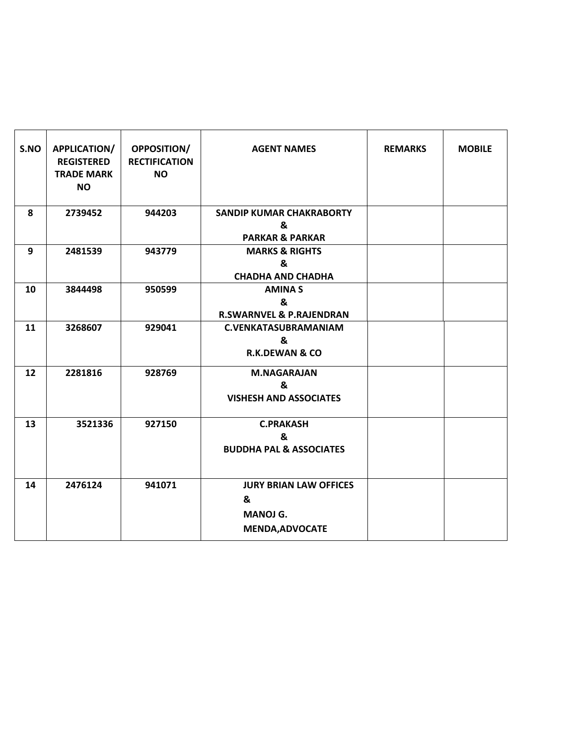| S.NO | APPLICATION/ REGISTERED TRADE MARK NO | OPPOSITION/ RECTIFICATION NO | AGENT NAMES | REMARKS | MOBILE |
|---|---|---|---|---|---|
| 8 | 2739452 | 944203 | SANDIP KUMAR CHAKRABORTY & PARKAR & PARKAR | | |
| 9 | 2481539 | 943779 | MARKS & RIGHTS & CHADHA AND CHADHA | | |
| 10 | 3844498 | 950599 | AMINA S & R.SWARNVEL & P.RAJENDRAN | | |
| 11 | 3268607 | 929041 | C.VENKATASUBRAMANIAM & R.K.DEWAN & CO | | |
| 12 | 2281816 | 928769 | M.NAGARAJAN & VISHESH AND ASSOCIATES | | |
| 13 | 3521336 | 927150 | C.PRAKASH & BUDDHA PAL & ASSOCIATES | | |
| 14 | 2476124 | 941071 | JURY BRIAN LAW OFFICES & MANOJ G. MENDA,ADVOCATE | | |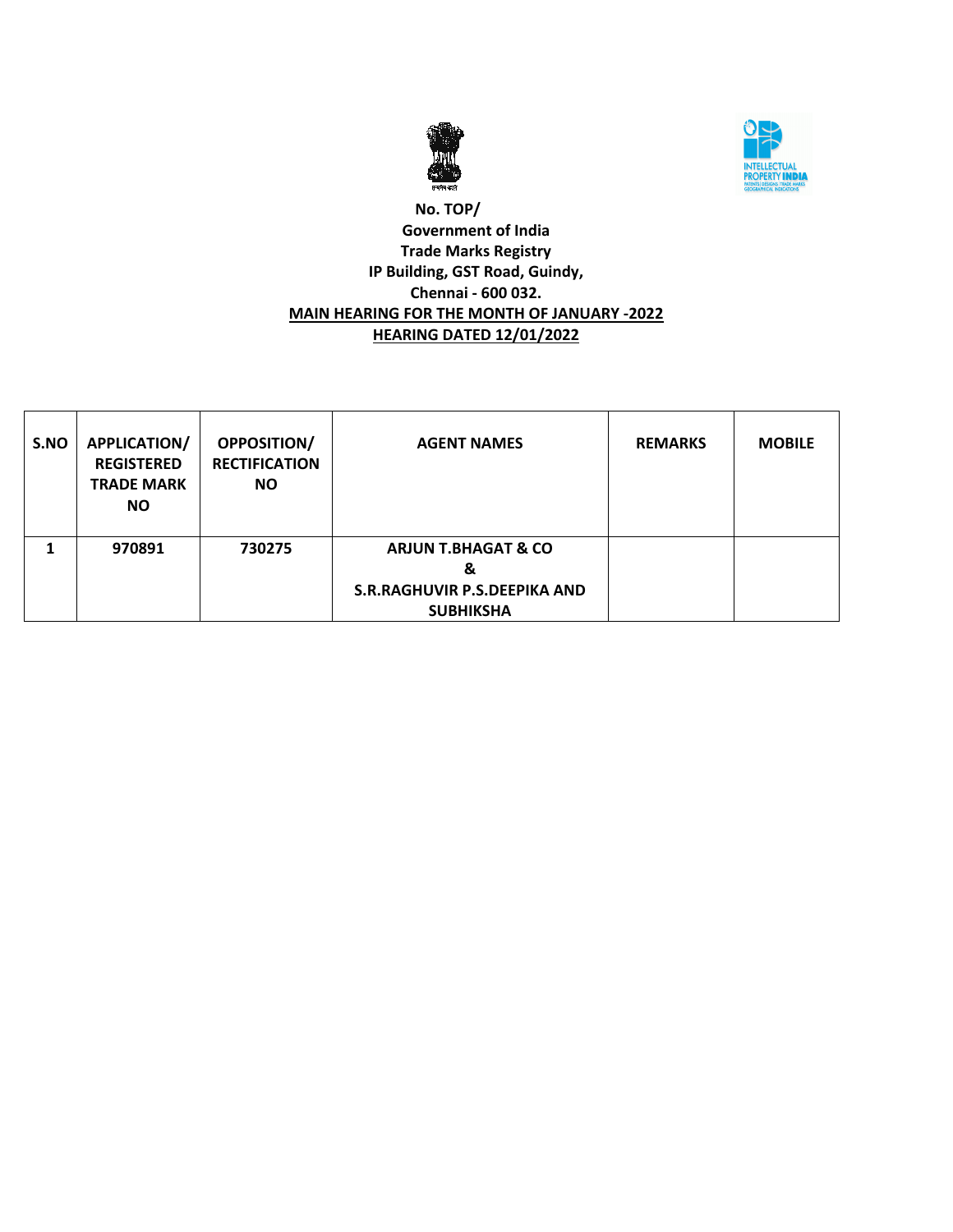**No. TOP/**

**Government of India**

**Trade Marks Registry**

**IP Building, GST Road, Guindy,**

**Chennai - 600 032.**

**MAIN HEARING FOR THE MONTH OF JANUARY -2022**

**HEARING DATED 12/01/2022**

| S.NO | APPLICATION/ REGISTERED TRADE MARK NO | OPPOSITION/ RECTIFICATION NO | AGENT NAMES | REMARKS | MOBILE |
|---|---|---|---|---|---|
| 1 | 970891 | 730275 | ARJUN T.BHAGAT & CO & S.R.RAGHUVIR P.S.DEEPIKA AND SUBHIKSHA | | |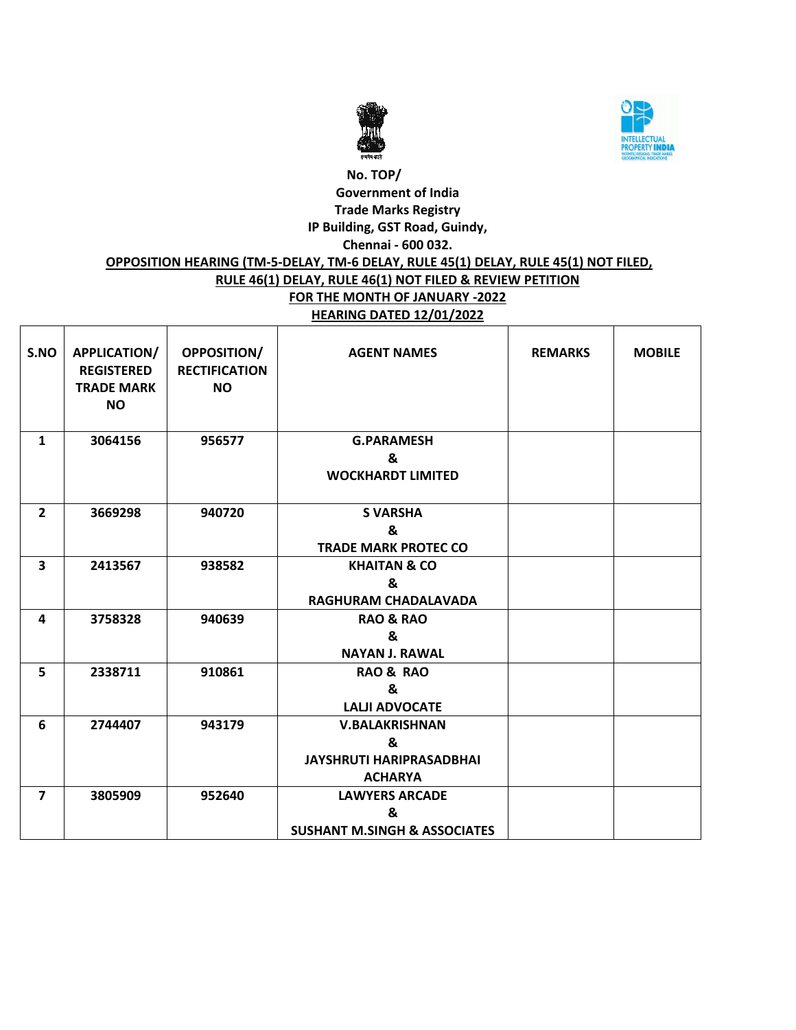No. TOP/

Government of India

Trade Marks Registry

IP Building, GST Road, Guindy,

Chennai - 600 032.

**OPPOSITION HEARING (TM-5-DELAY, TM-6 DELAY, RULE 45(1) DELAY, RULE 45(1) NOT FILED, RULE 46(1) DELAY, RULE 46(1) NOT FILED & REVIEW PETITION**

**FOR THE MONTH OF JANUARY -2022**

**HEARING DATED 12/01/2022**

| S.NO | APPLICATION/ REGISTERED TRADE MARK NO | OPPOSITION/ RECTIFICATION NO | AGENT NAMES | REMARKS | MOBILE |
|---|---|---|---|---|---|
| 1 | 3064156 | 956577 | G.PARAMESH & WOCKHARDT LIMITED | | |
| 2 | 3669298 | 940720 | S VARSHA & TRADE MARK PROTEC CO | | |
| 3 | 2413567 | 938582 | KHAITAN & CO & RAGHURAM CHADALAVADA | | |
| 4 | 3758328 | 940639 | RAO & RAO & NAYAN J. RAWAL | | |
| 5 | 2338711 | 910861 | RAO & RAO & LALJI ADVOCATE | | |
| 6 | 2744407 | 943179 | V.BALAKRISHNAN & JAYSHRUTI HARIPRASADBHAI ACHARYA | | |
| 7 | 3805909 | 952640 | LAWYERS ARCADE & SUSHANT M.SINGH & ASSOCIATES | | |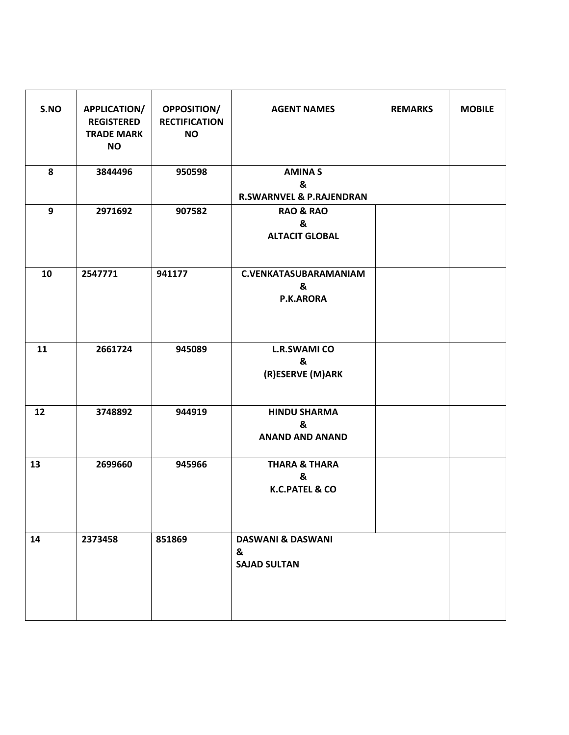| S.NO | APPLICATION/ REGISTERED TRADE MARK NO | OPPOSITION/ RECTIFICATION NO | AGENT NAMES | REMARKS | MOBILE |
|---|---|---|---|---|---|
| 8 | 3844496 | 950598 | AMINA S & R.SWARNVEL & P.RAJENDRAN | | |
| 9 | 2971692 | 907582 | RAO & RAO & ALTACIT GLOBAL | | |
| 10 | 2547771 | 941177 | C.VENKATASUBARAMANIAM & P.K.ARORA | | |
| 11 | 2661724 | 945089 | L.R.SWAMI CO & (R)ESERVE (M)ARK | | |
| 12 | 3748892 | 944919 | HINDU SHARMA & ANAND AND ANAND | | |
| 13 | 2699660 | 945966 | THARA & THARA & K.C.PATEL & CO | | |
| 14 | 2373458 | 851869 | DASWANI & DASWANI & SAJAD SULTAN | | |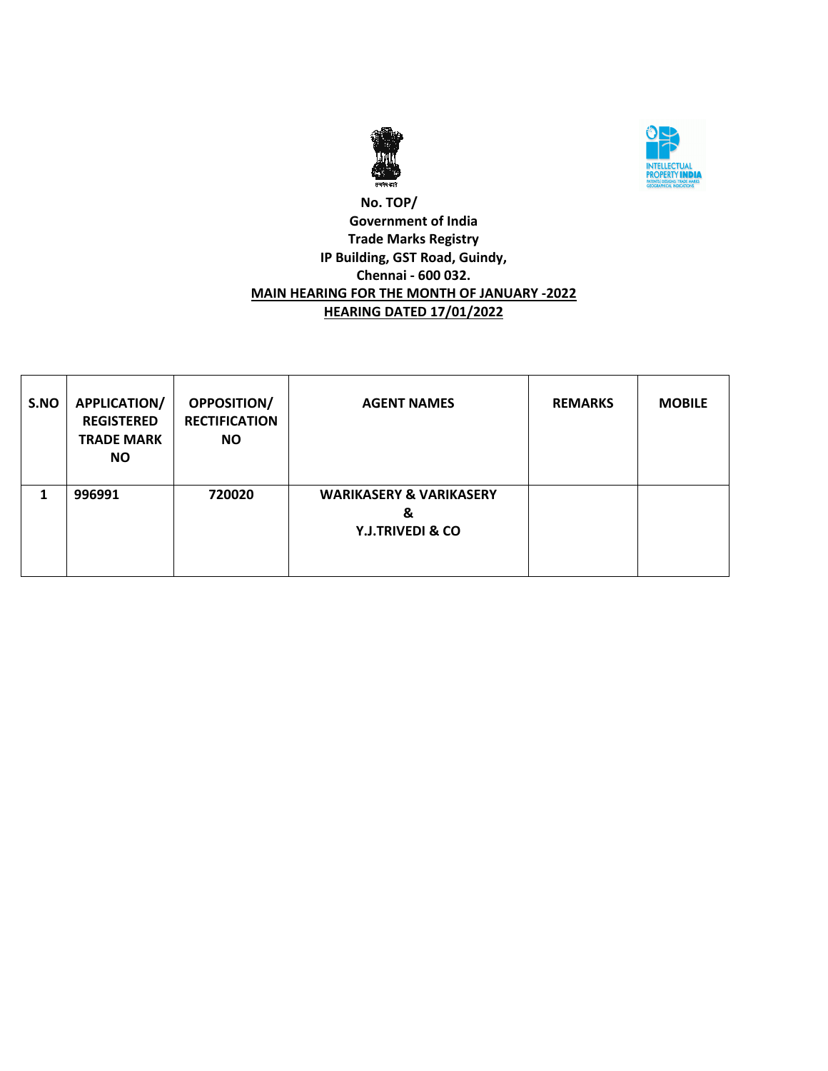**No. TOP/**

**Government of India**

**Trade Marks Registry**

**IP Building, GST Road, Guindy,**

**Chennai - 600 032.**

**MAIN HEARING FOR THE MONTH OF JANUARY -2022**

**HEARING DATED 17/01/2022**

| S.NO | APPLICATION/ REGISTERED TRADE MARK NO | OPPOSITION/ RECTIFICATION NO | AGENT NAMES | REMARKS | MOBILE |
|---|---|---|---|---|---|
| 1 | 996991 | 720020 | WARIKASERY & VARIKASERY & Y.J.TRIVEDI & CO | | |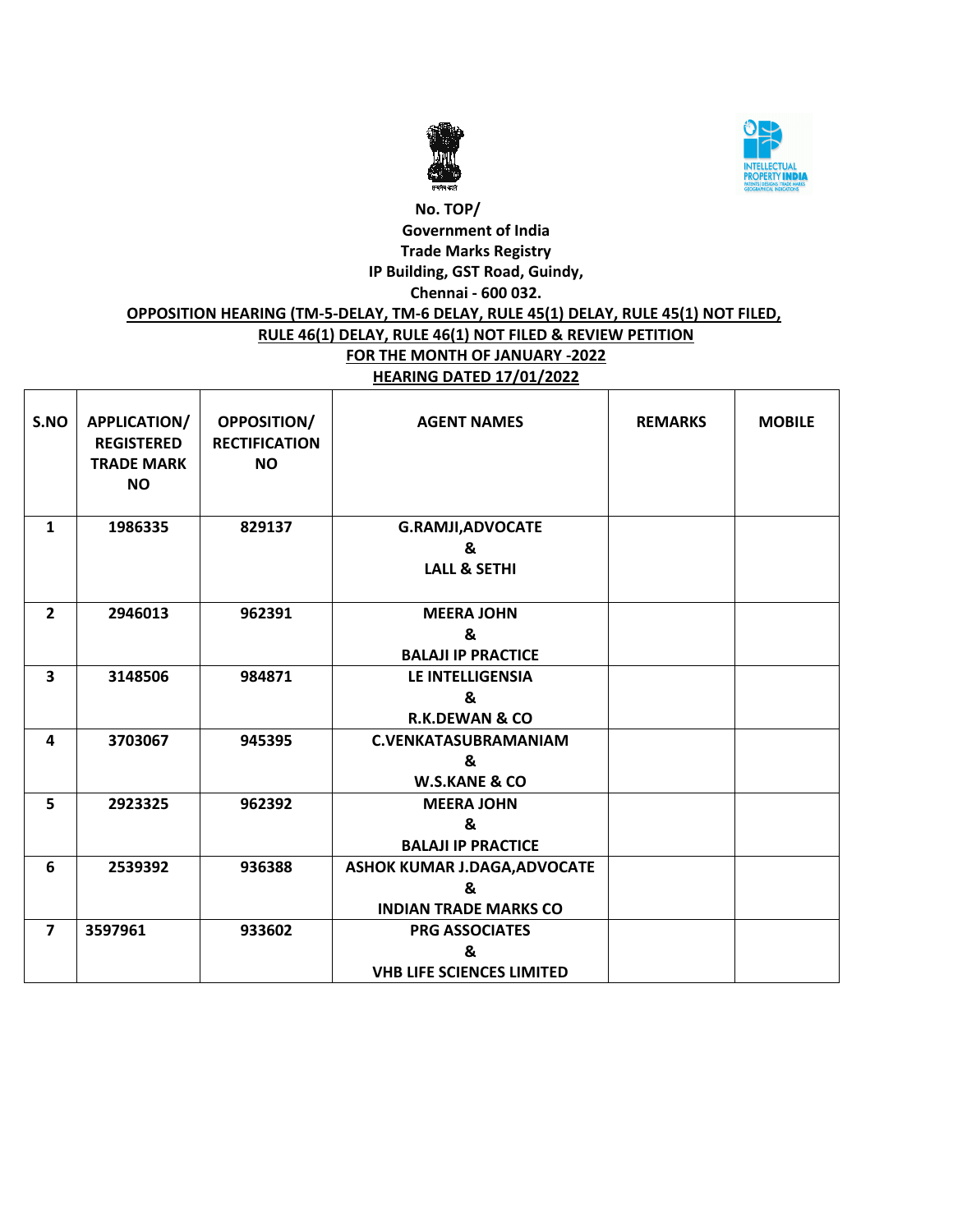No. TOP/

Government of India

Trade Marks Registry

IP Building, GST Road, Guindy,

Chennai - 600 032.

**OPPOSITION HEARING (TM-5-DELAY, TM-6 DELAY, RULE 45(1) DELAY, RULE 45(1) NOT FILED, RULE 46(1) DELAY, RULE 46(1) NOT FILED & REVIEW PETITION**

**FOR THE MONTH OF JANUARY -2022**

**HEARING DATED 17/01/2022**

| S.NO | APPLICATION/ REGISTERED TRADE MARK NO | OPPOSITION/ RECTIFICATION NO | AGENT NAMES | REMARKS | MOBILE |
|---|---|---|---|---|---|
| 1 | 1986335 | 829137 | G.RAMJI,ADVOCATE & LALL & SETHI | | |
| 2 | 2946013 | 962391 | MEERA JOHN & BALAJI IP PRACTICE | | |
| 3 | 3148506 | 984871 | LE INTELLIGENSIA & R.K.DEWAN & CO | | |
| 4 | 3703067 | 945395 | C.VENKATASUBRAMANIAM & W.S.KANE & CO | | |
| 5 | 2923325 | 962392 | MEERA JOHN & BALAJI IP PRACTICE | | |
| 6 | 2539392 | 936388 | ASHOK KUMAR J.DAGA,ADVOCATE & INDIAN TRADE MARKS CO | | |
| 7 | 3597961 | 933602 | PRG ASSOCIATES & VHB LIFE SCIENCES LIMITED | | |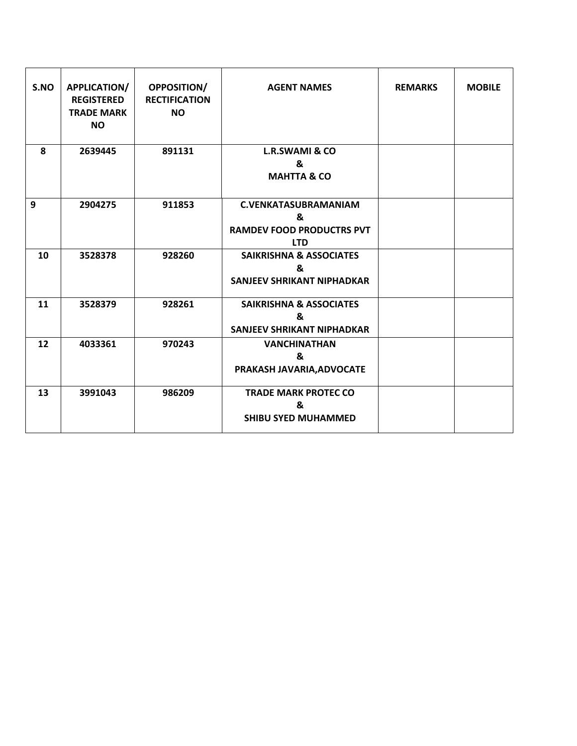| S.NO | APPLICATION/ REGISTERED TRADE MARK NO | OPPOSITION/ RECTIFICATION NO | AGENT NAMES | REMARKS | MOBILE |
|---|---|---|---|---|---|
| 8 | 2639445 | 891131 | L.R.SWAMI & CO & MAHTTA & CO | | |
| 9 | 2904275 | 911853 | C.VENKATASUBRAMANIAM & RAMDEV FOOD PRODUCTRS PVT LTD | | |
| 10 | 3528378 | 928260 | SAIKRISHNA & ASSOCIATES & SANJEEV SHRIKANT NIPHADKAR | | |
| 11 | 3528379 | 928261 | SAIKRISHNA & ASSOCIATES & SANJEEV SHRIKANT NIPHADKAR | | |
| 12 | 4033361 | 970243 | VANCHINATHAN & PRAKASH JAVARIA,ADVOCATE | | |
| 13 | 3991043 | 986209 | TRADE MARK PROTEC CO & SHIBU SYED MUHAMMED | | |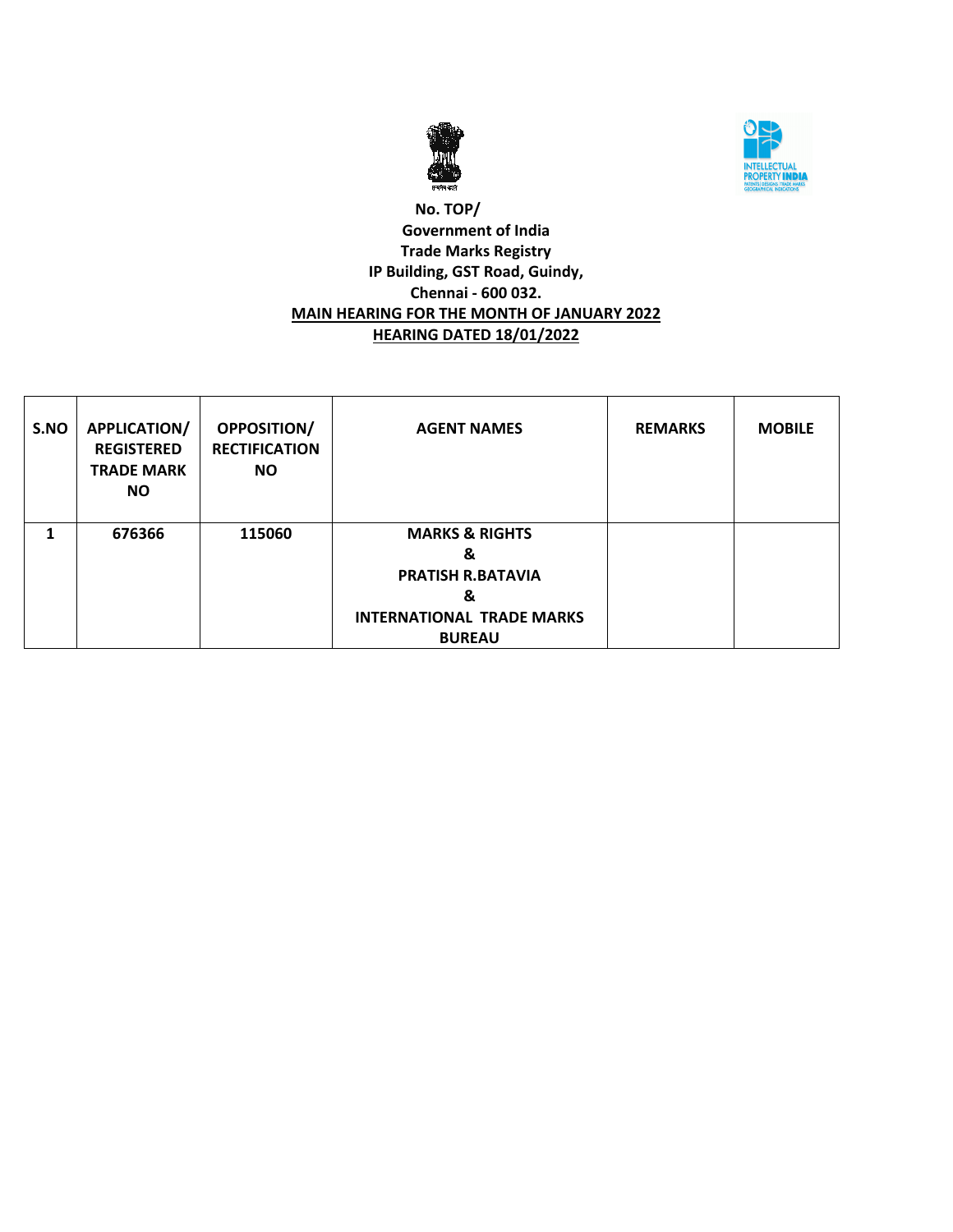**No. TOP/**

**Government of India**

**Trade Marks Registry**

**IP Building, GST Road, Guindy,**

**Chennai - 600 032.**

**MAIN HEARING FOR THE MONTH OF JANUARY 2022**

**HEARING DATED 18/01/2022**

| S.NO | APPLICATION/ REGISTERED TRADE MARK NO | OPPOSITION/ RECTIFICATION NO | AGENT NAMES | REMARKS | MOBILE |
|---|---|---|---|---|---|
| 1 | 676366 | 115060 | MARKS & RIGHTS & PRATISH R.BATAVIA & INTERNATIONAL TRADE MARKS BUREAU | | |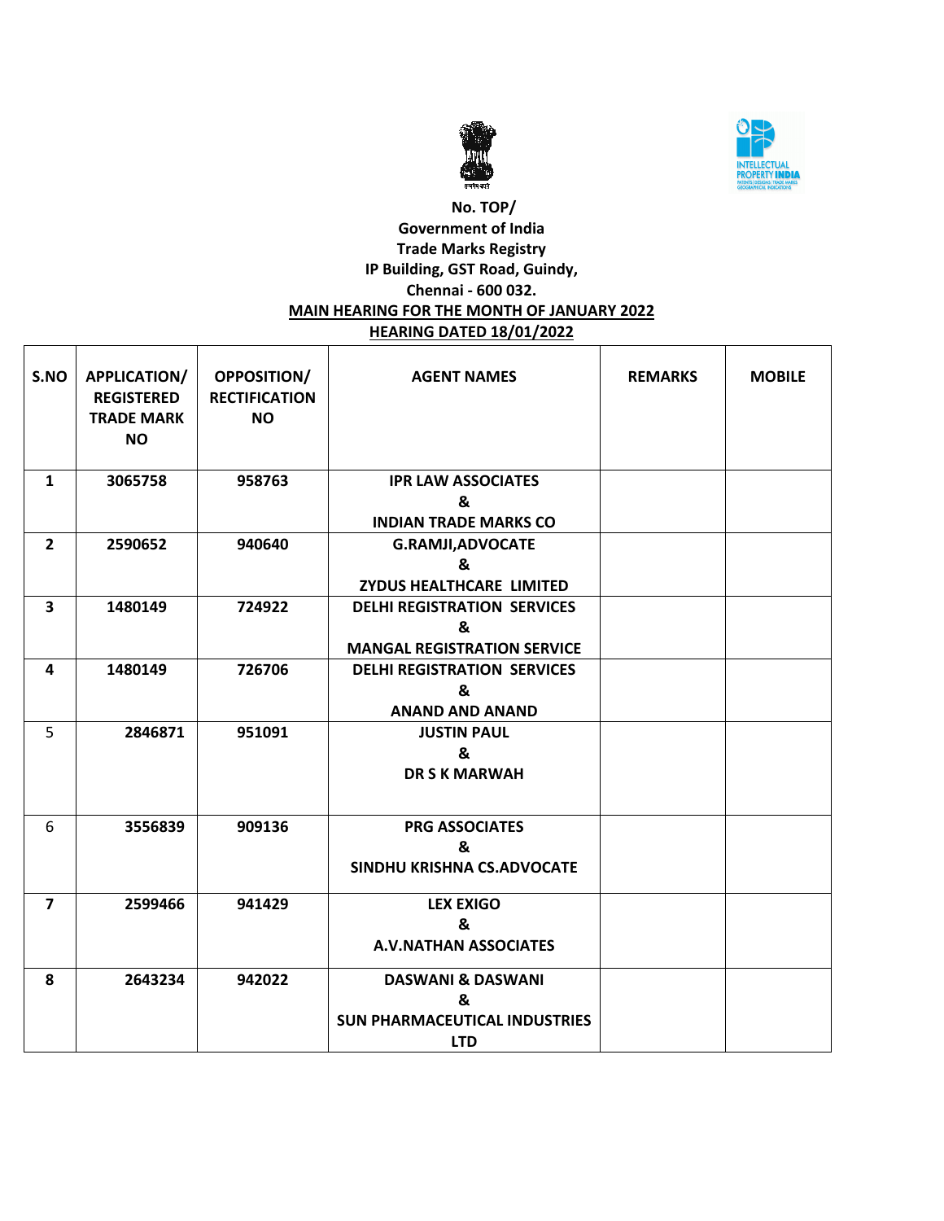**No. TOP/**
**Government of India**
**Trade Marks Registry**
**IP Building, GST Road, Guindy,**
**Chennai - 600 032.**

**MAIN HEARING FOR THE MONTH OF JANUARY 2022**

**HEARING DATED 18/01/2022**

| S.NO | APPLICATION/ REGISTERED TRADE MARK NO | OPPOSITION/ RECTIFICATION NO | AGENT NAMES | REMARKS | MOBILE |
|---|---|---|---|---|---|
| 1 | 3065758 | 958763 | IPR LAW ASSOCIATES & INDIAN TRADE MARKS CO | | |
| 2 | 2590652 | 940640 | G.RAMJI,ADVOCATE & ZYDUS HEALTHCARE LIMITED | | |
| 3 | 1480149 | 724922 | DELHI REGISTRATION SERVICES & MANGAL REGISTRATION SERVICE | | |
| 4 | 1480149 | 726706 | DELHI REGISTRATION SERVICES & ANAND AND ANAND | | |
| 5 | 2846871 | 951091 | JUSTIN PAUL & DR S K MARWAH | | |
| 6 | 3556839 | 909136 | PRG ASSOCIATES & SINDHU KRISHNA CS.ADVOCATE | | |
| 7 | 2599466 | 941429 | LEX EXIGO & A.V.NATHAN ASSOCIATES | | |
| 8 | 2643234 | 942022 | DASWANI & DASWANI & SUN PHARMACEUTICAL INDUSTRIES LTD | | |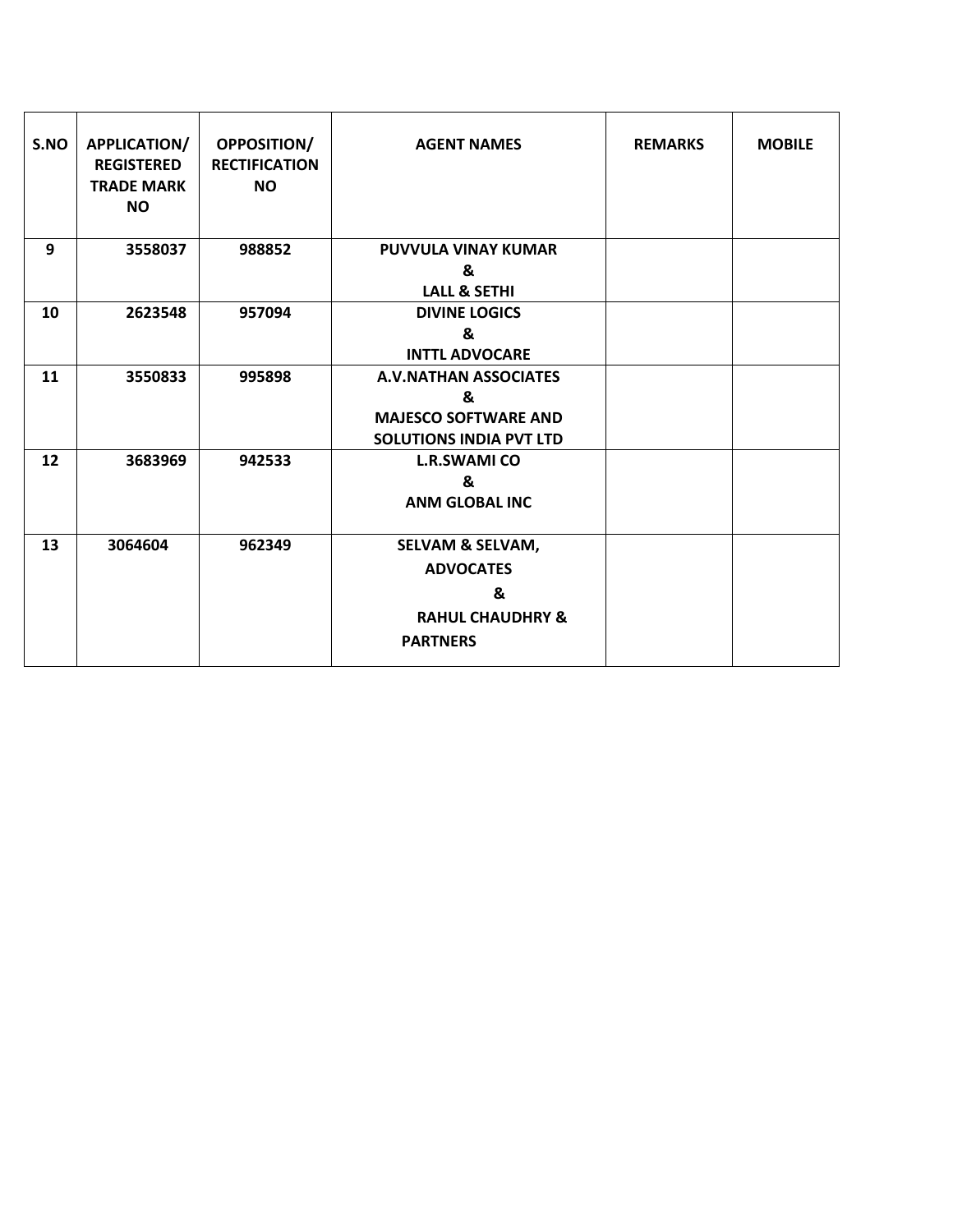| S.NO | APPLICATION/ REGISTERED TRADE MARK NO | OPPOSITION/ RECTIFICATION NO | AGENT NAMES | REMARKS | MOBILE |
|---|---|---|---|---|---|
| 9 | 3558037 | 988852 | PUVVULA VINAY KUMAR & LALL & SETHI | | |
| 10 | 2623548 | 957094 | DIVINE LOGICS & INTTL ADVOCARE | | |
| 11 | 3550833 | 995898 | A.V.NATHAN ASSOCIATES & MAJESCO SOFTWARE AND SOLUTIONS INDIA PVT LTD | | |
| 12 | 3683969 | 942533 | L.R.SWAMI CO & ANM GLOBAL INC | | |
| 13 | 3064604 | 962349 | SELVAM & SELVAM, ADVOCATES & RAHUL CHAUDHRY & PARTNERS | | |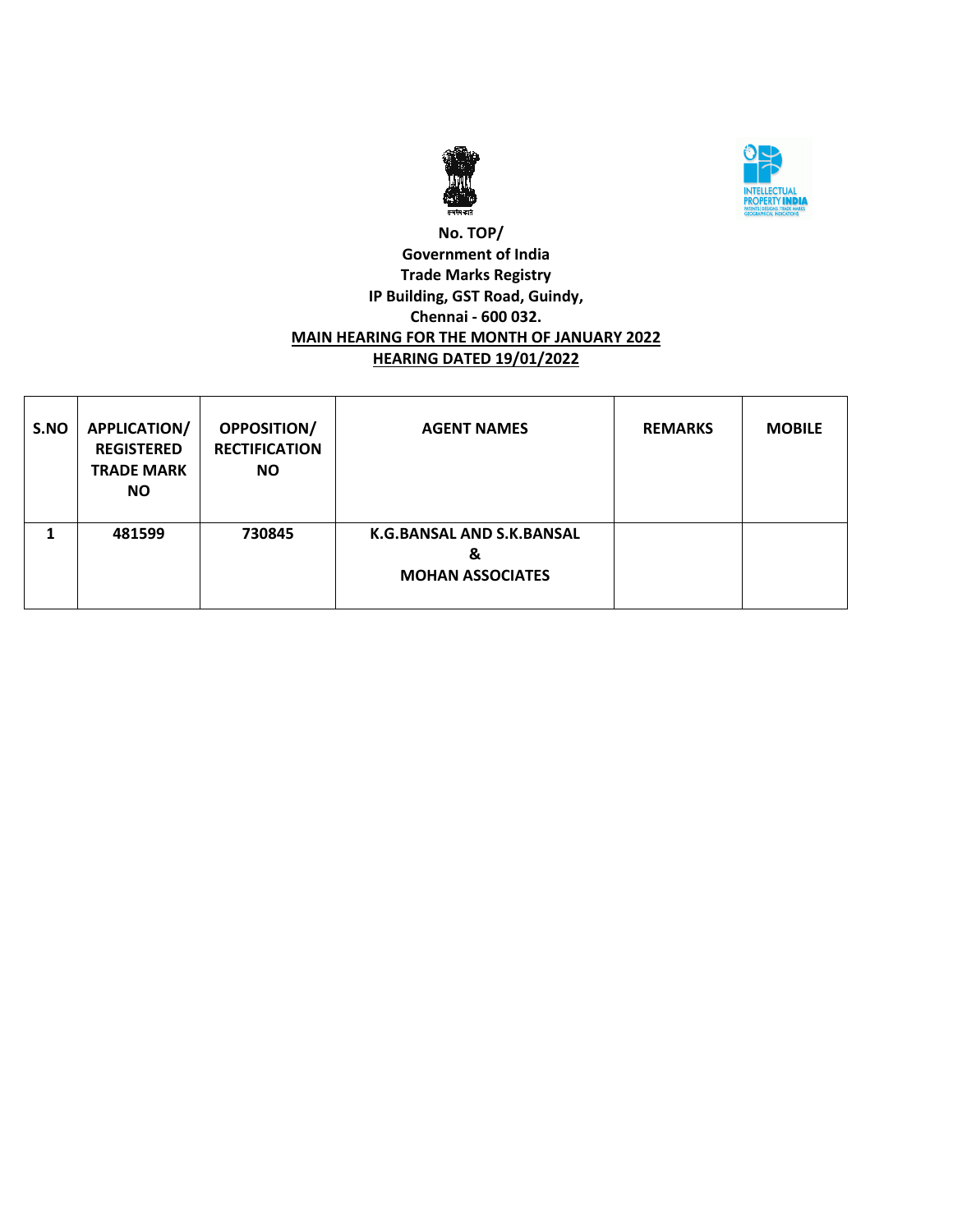**No. TOP/**
**Government of India**
**Trade Marks Registry**
**IP Building, GST Road, Guindy,**
**Chennai - 600 032.**

**MAIN HEARING FOR THE MONTH OF JANUARY 2022**

**HEARING DATED 19/01/2022**

| S.NO | APPLICATION/ REGISTERED TRADE MARK NO | OPPOSITION/ RECTIFICATION NO | AGENT NAMES | REMARKS | MOBILE |
|---|---|---|---|---|---|
| 1 | 481599 | 730845 | K.G.BANSAL AND S.K.BANSAL & MOHAN ASSOCIATES | | |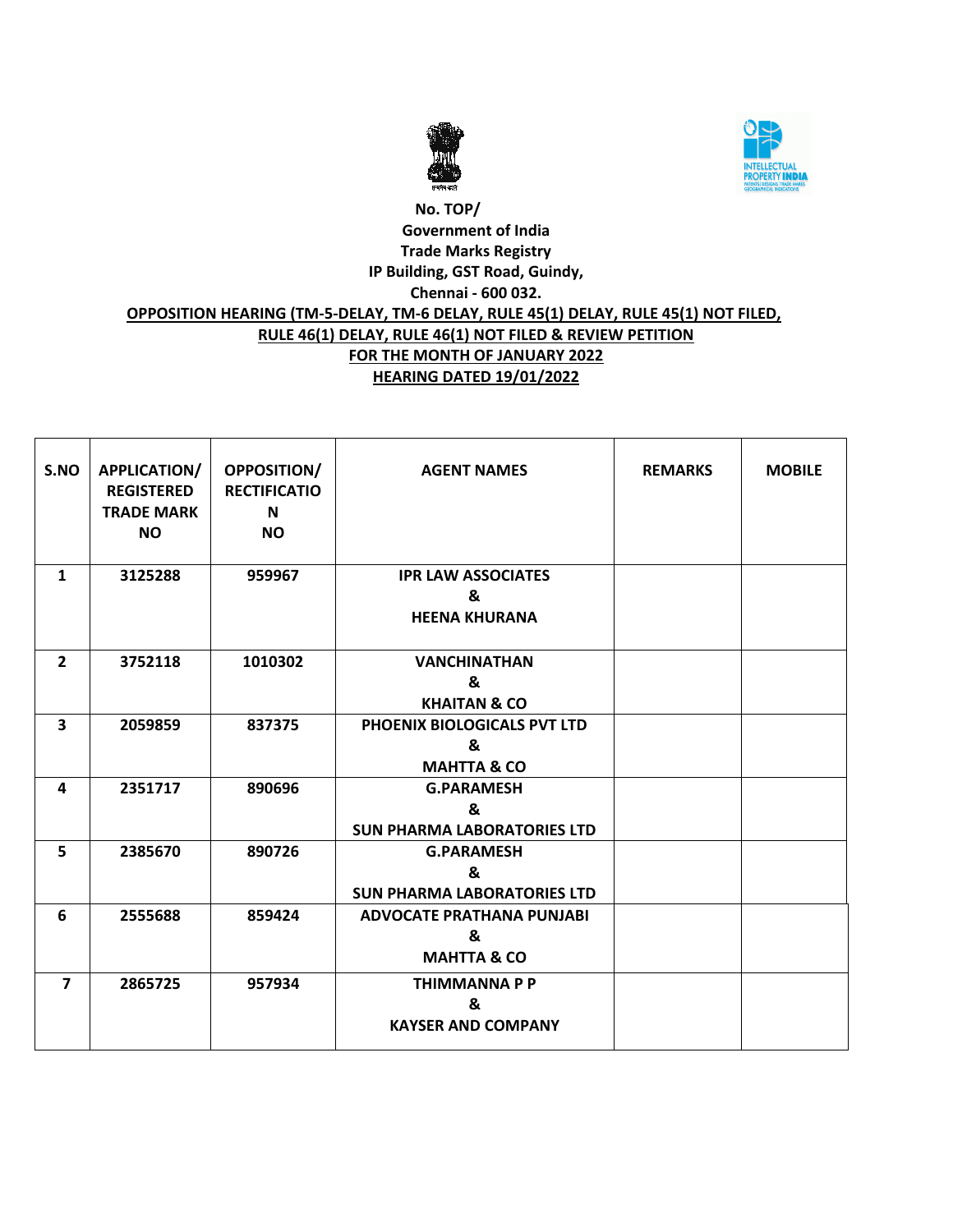No. TOP/

Government of India

Trade Marks Registry

IP Building, GST Road, Guindy,

Chennai - 600 032.

**OPPOSITION HEARING (TM-5-DELAY, TM-6 DELAY, RULE 45(1) DELAY, RULE 45(1) NOT FILED, RULE 46(1) DELAY, RULE 46(1) NOT FILED & REVIEW PETITION**

**FOR THE MONTH OF JANUARY 2022**

**HEARING DATED 19/01/2022**

| S.NO | APPLICATION/ REGISTERED TRADE MARK NO | OPPOSITION/ RECTIFICATION NO | AGENT NAMES | REMARKS | MOBILE |
|---|---|---|---|---|---|
| 1 | 3125288 | 959967 | IPR LAW ASSOCIATES & HEENA KHURANA | | |
| 2 | 3752118 | 1010302 | VANCHINATHAN & KHAITAN & CO | | |
| 3 | 2059859 | 837375 | PHOENIX BIOLOGICALS PVT LTD & MAHTTA & CO | | |
| 4 | 2351717 | 890696 | G.PARAMESH & SUN PHARMA LABORATORIES LTD | | |
| 5 | 2385670 | 890726 | G.PARAMESH & SUN PHARMA LABORATORIES LTD | | |
| 6 | 2555688 | 859424 | ADVOCATE PRATHANA PUNJABI & MAHTTA & CO | | |
| 7 | 2865725 | 957934 | THIMMANNA P P & KAYSER AND COMPANY | | |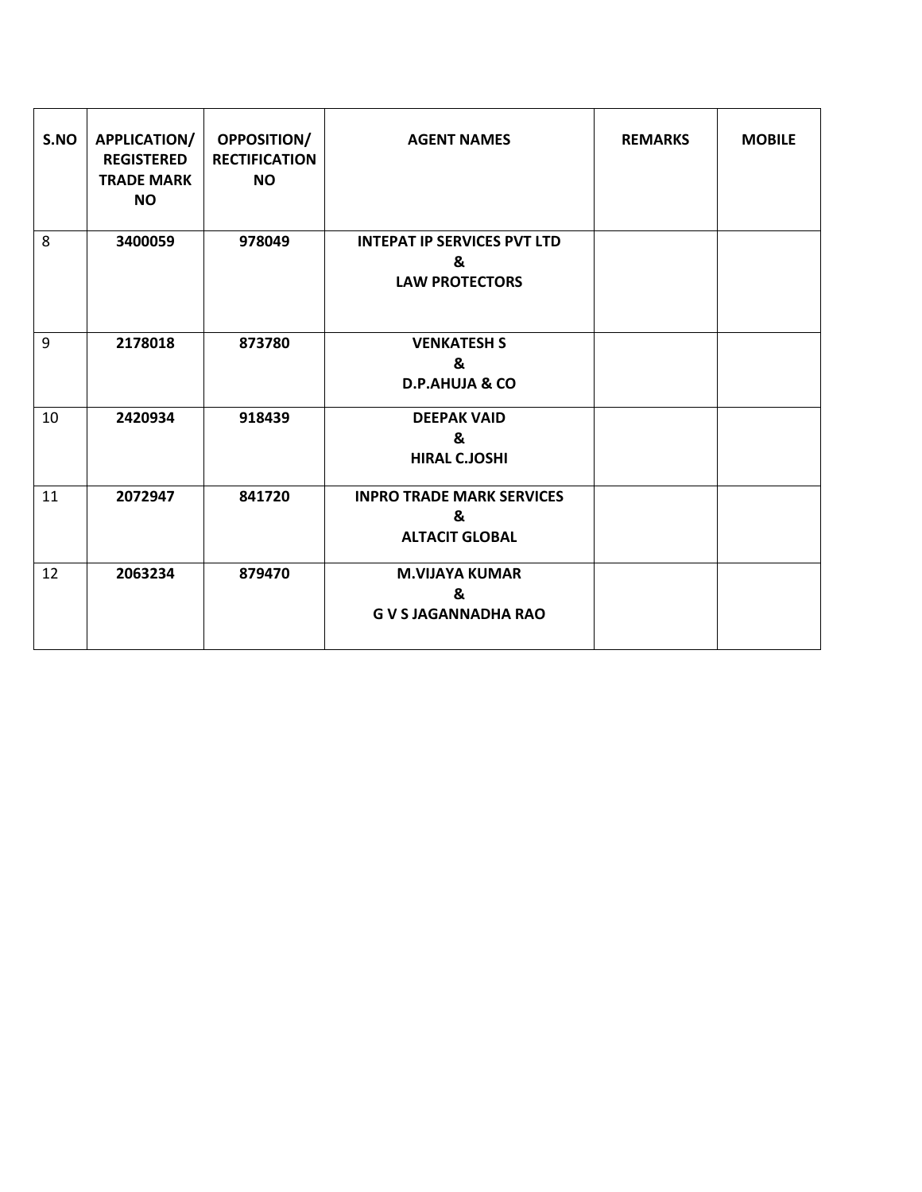| S.NO | APPLICATION/ REGISTERED TRADE MARK NO | OPPOSITION/ RECTIFICATION NO | AGENT NAMES | REMARKS | MOBILE |
|---|---|---|---|---|---|
| 8 | **3400059** | **978049** | **INTEPAT IP SERVICES PVT LTD & LAW PROTECTORS** | | |
| 9 | **2178018** | **873780** | **VENKATESH S & D.P.AHUJA & CO** | | |
| 10 | **2420934** | **918439** | **DEEPAK VAID & HIRAL C.JOSHI** | | |
| 11 | **2072947** | **841720** | **INPRO TRADE MARK SERVICES & ALTACIT GLOBAL** | | |
| 12 | **2063234** | **879470** | **M.VIJAYA KUMAR & G V S JAGANNADHA RAO** | | |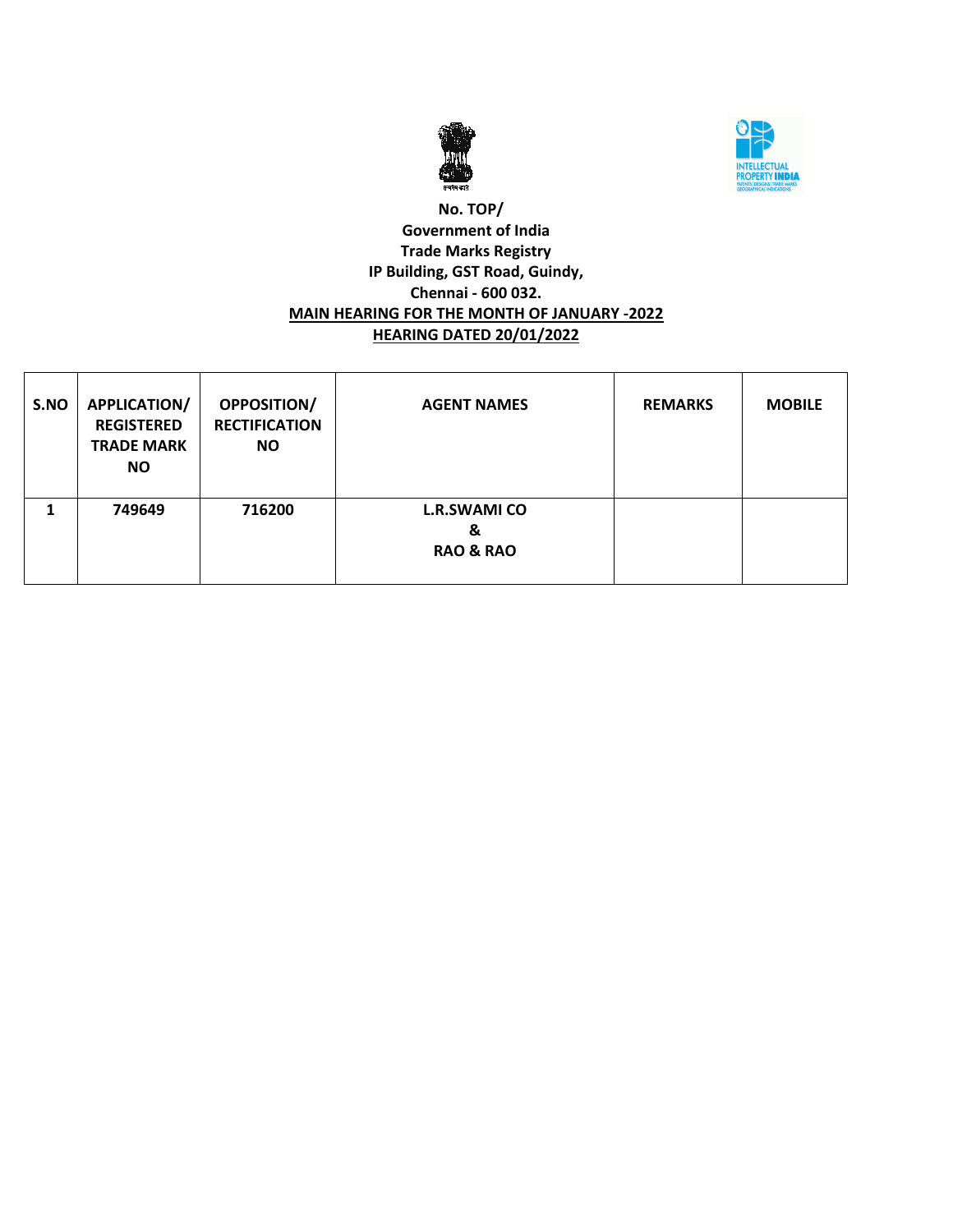**No. TOP/**
**Government of India**
**Trade Marks Registry**
**IP Building, GST Road, Guindy,**
**Chennai - 600 032.**
**MAIN HEARING FOR THE MONTH OF JANUARY -2022**
**HEARING DATED 20/01/2022**

| S.NO | APPLICATION/ REGISTERED TRADE MARK NO | OPPOSITION/ RECTIFICATION NO | AGENT NAMES | REMARKS | MOBILE |
|---|---|---|---|---|---|
| 1 | 749649 | 716200 | L.R.SWAMI CO & RAO & RAO | | |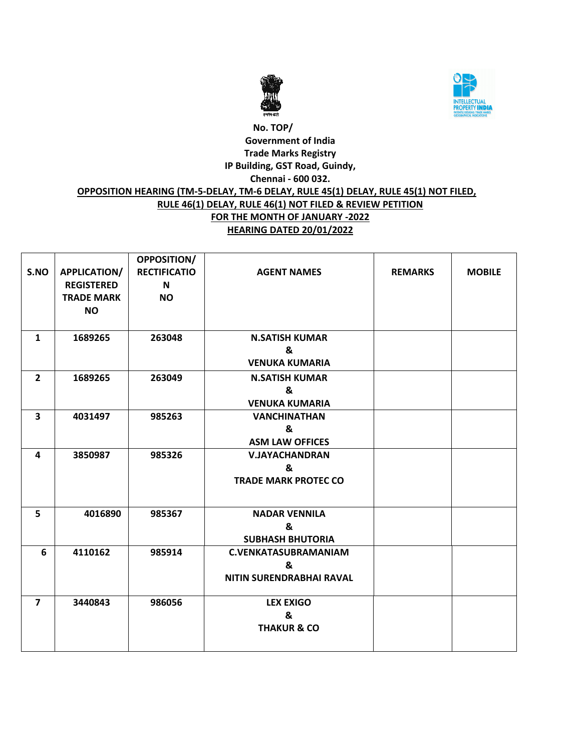No. TOP/

Government of India

Trade Marks Registry

IP Building, GST Road, Guindy,

Chennai - 600 032.

**OPPOSITION HEARING (TM-5-DELAY, TM-6 DELAY, RULE 45(1) DELAY, RULE 45(1) NOT FILED, RULE 46(1) DELAY, RULE 46(1) NOT FILED & REVIEW PETITION**

**FOR THE MONTH OF JANUARY -2022**

**HEARING DATED 20/01/2022**

| S.NO | APPLICATION/ REGISTERED TRADE MARK NO | OPPOSITION/ RECTIFICATION NO | AGENT NAMES | REMARKS | MOBILE |
|---|---|---|---|---|---|
| 1 | 1689265 | 263048 | N.SATISH KUMAR & VENUKA KUMARIA | | |
| 2 | 1689265 | 263049 | N.SATISH KUMAR & VENUKA KUMARIA | | |
| 3 | 4031497 | 985263 | VANCHINATHAN & ASM LAW OFFICES | | |
| 4 | 3850987 | 985326 | V.JAYACHANDRAN & TRADE MARK PROTEC CO | | |
| 5 | 4016890 | 985367 | NADAR VENNILA & SUBHASH BHUTORIA | | |
| 6 | 4110162 | 985914 | C.VENKATASUBRAMANIAM & NITIN SURENDRABHAI RAVAL | | |
| 7 | 3440843 | 986056 | LEX EXIGO & THAKUR & CO | | |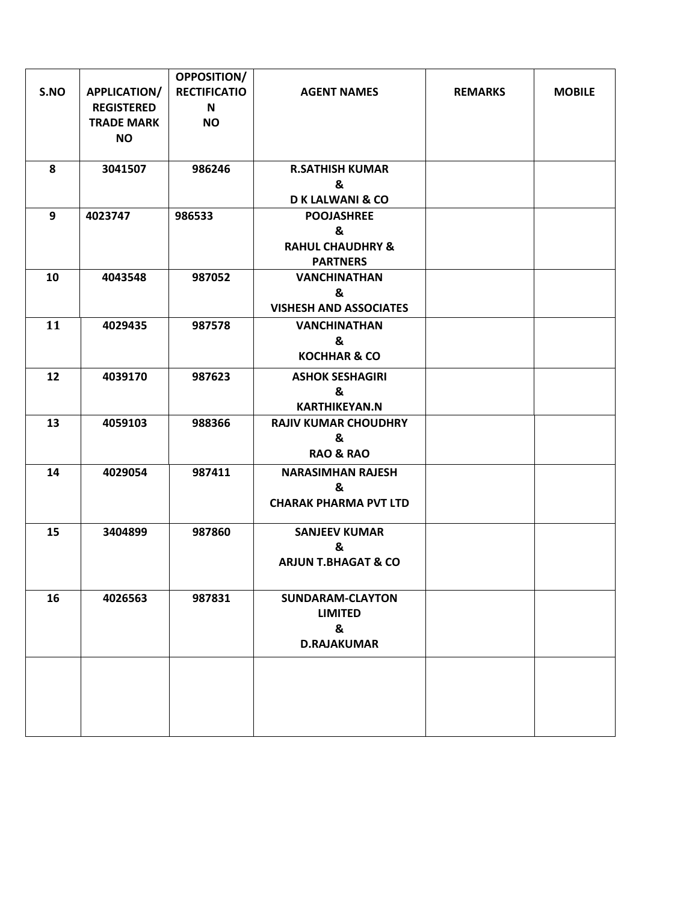| S.NO | APPLICATION/ REGISTERED TRADE MARK NO | OPPOSITION/ RECTIFICATION NO | AGENT NAMES | REMARKS | MOBILE |
|---|---|---|---|---|---|
| 8 | 3041507 | 986246 | R.SATHISH KUMAR & D K LALWANI & CO | | |
| 9 | 4023747 | 986533 | POOJASHREE & RAHUL CHAUDHRY & PARTNERS | | |
| 10 | 4043548 | 987052 | VANCHINATHAN & VISHESH AND ASSOCIATES | | |
| 11 | 4029435 | 987578 | VANCHINATHAN & KOCHHAR & CO | | |
| 12 | 4039170 | 987623 | ASHOK SESHAGIRI & KARTHIKEYAN.N | | |
| 13 | 4059103 | 988366 | RAJIV KUMAR CHOUDHRY & RAO & RAO | | |
| 14 | 4029054 | 987411 | NARASIMHAN RAJESH & CHARAK PHARMA PVT LTD | | |
| 15 | 3404899 | 987860 | SANJEEV KUMAR & ARJUN T.BHAGAT & CO | | |
| 16 | 4026563 | 987831 | SUNDARAM-CLAYTON LIMITED & D.RAJAKUMAR | | |
| | | | | | |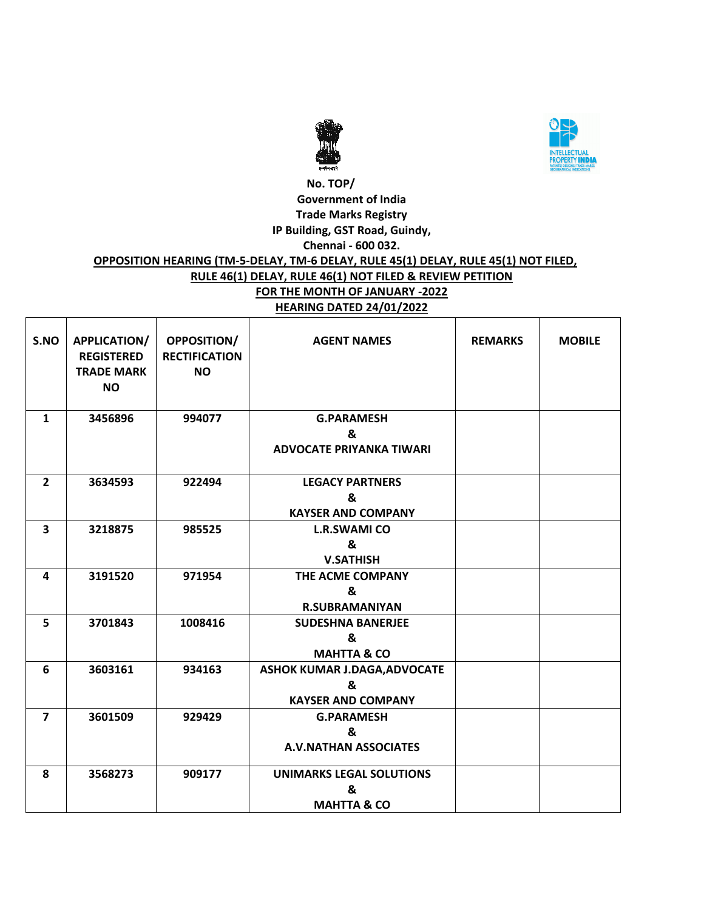No. TOP/

Government of India

Trade Marks Registry

IP Building, GST Road, Guindy,

Chennai - 600 032.

**OPPOSITION HEARING (TM-5-DELAY, TM-6 DELAY, RULE 45(1) DELAY, RULE 45(1) NOT FILED, RULE 46(1) DELAY, RULE 46(1) NOT FILED & REVIEW PETITION**

**FOR THE MONTH OF JANUARY -2022**

**HEARING DATED 24/01/2022**

| S.NO | APPLICATION/ REGISTERED TRADE MARK NO | OPPOSITION/ RECTIFICATION NO | AGENT NAMES | REMARKS | MOBILE |
|---|---|---|---|---|---|
| 1 | 3456896 | 994077 | G.PARAMESH & ADVOCATE PRIYANKA TIWARI | | |
| 2 | 3634593 | 922494 | LEGACY PARTNERS & KAYSER AND COMPANY | | |
| 3 | 3218875 | 985525 | L.R.SWAMI CO & V.SATHISH | | |
| 4 | 3191520 | 971954 | THE ACME COMPANY & R.SUBRAMANIYAN | | |
| 5 | 3701843 | 1008416 | SUDESHNA BANERJEE & MAHTTA & CO | | |
| 6 | 3603161 | 934163 | ASHOK KUMAR J.DAGA,ADVOCATE & KAYSER AND COMPANY | | |
| 7 | 3601509 | 929429 | G.PARAMESH & A.V.NATHAN ASSOCIATES | | |
| 8 | 3568273 | 909177 | UNIMARKS LEGAL SOLUTIONS & MAHTTA & CO | | |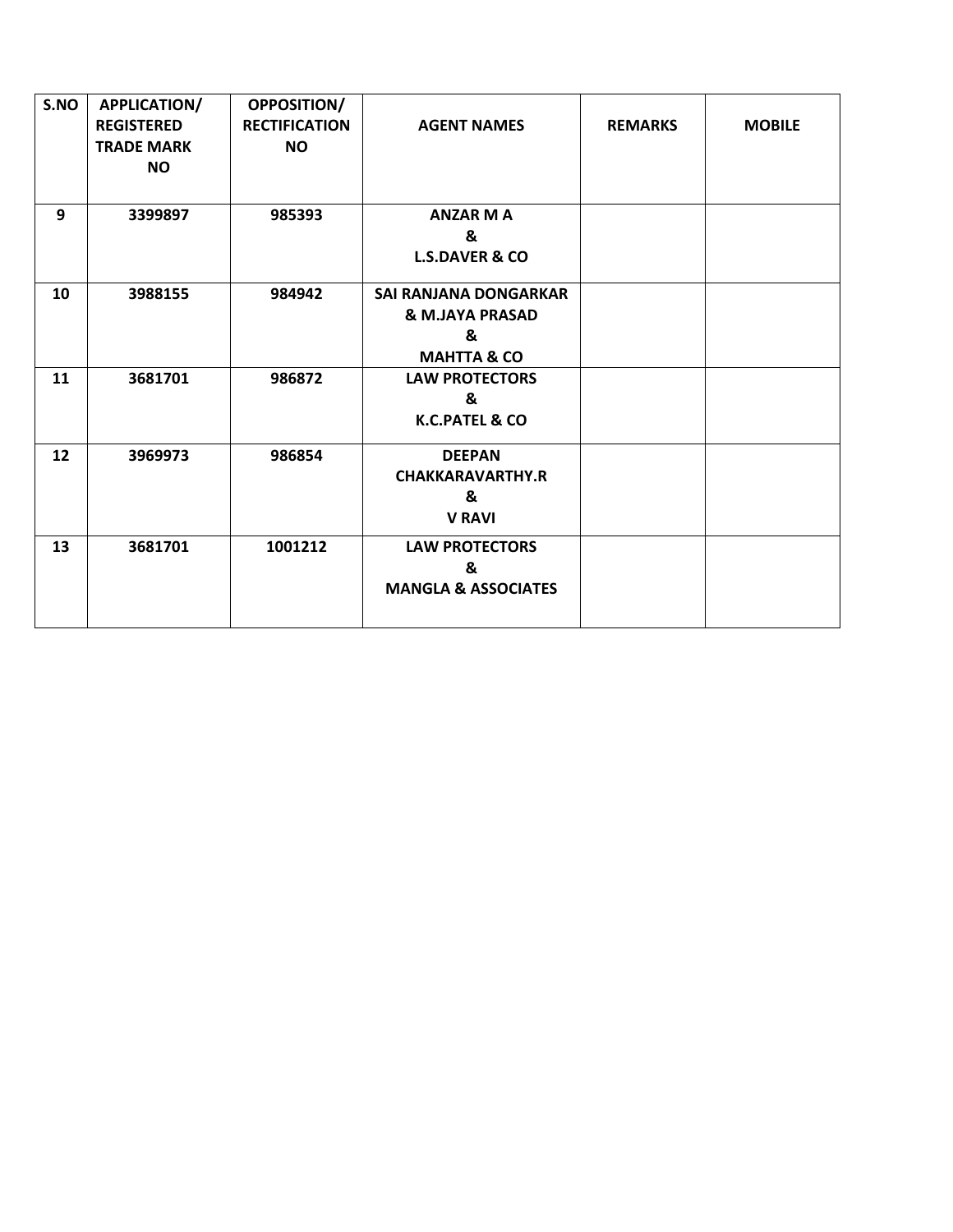| S.NO | APPLICATION/ REGISTERED TRADE MARK NO | OPPOSITION/ RECTIFICATION NO | AGENT NAMES | REMARKS | MOBILE |
|---|---|---|---|---|---|
| 9 | 3399897 | 985393 | ANZAR M A & L.S.DAVER & CO | | |
| 10 | 3988155 | 984942 | SAI RANJANA DONGARKAR & M.JAYA PRASAD & MAHTTA & CO | | |
| 11 | 3681701 | 986872 | LAW PROTECTORS & K.C.PATEL & CO | | |
| 12 | 3969973 | 986854 | DEEPAN CHAKKARAVARTHY.R & V RAVI | | |
| 13 | 3681701 | 1001212 | LAW PROTECTORS & MANGLA & ASSOCIATES | | |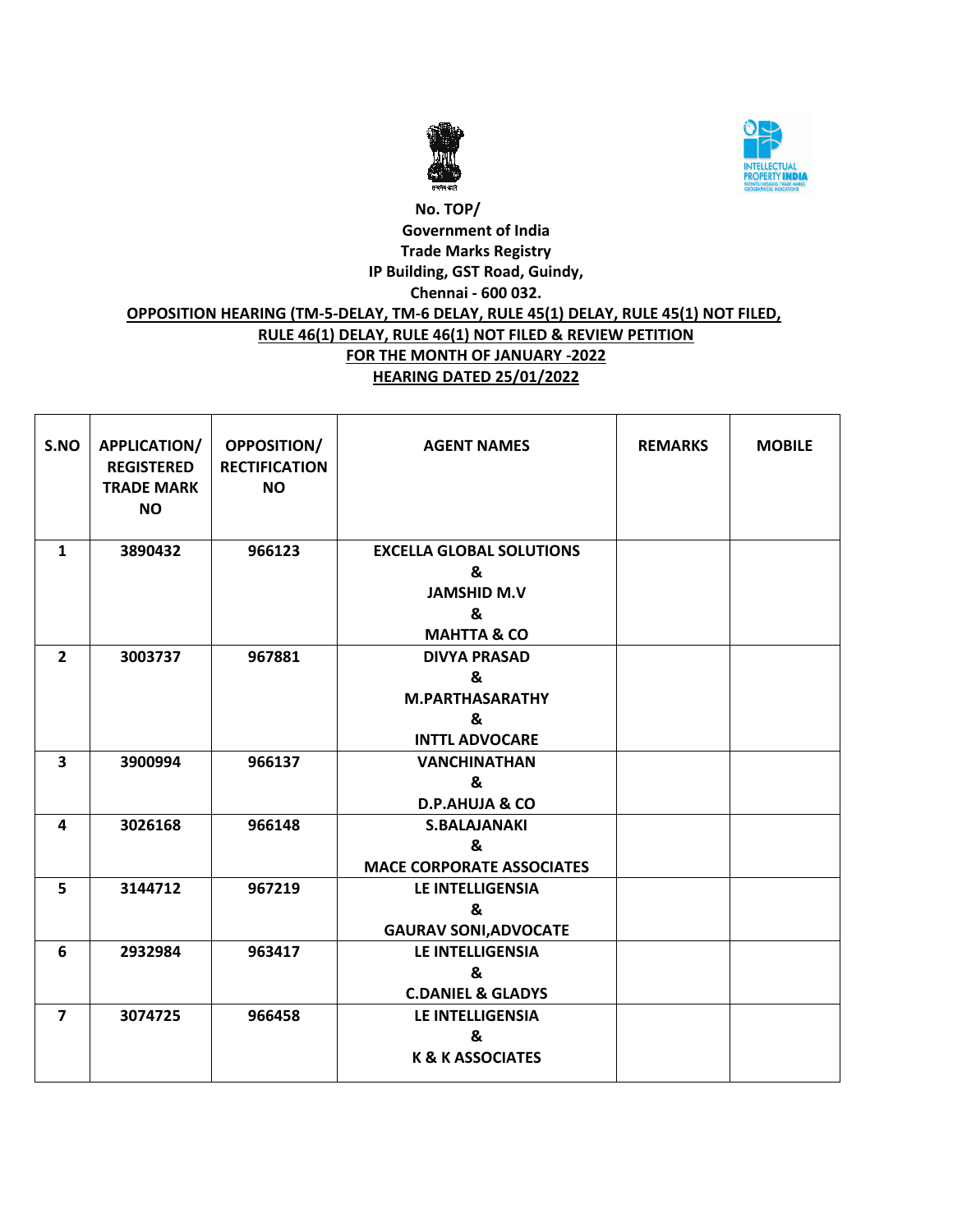No. TOP/

**Government of India**

**Trade Marks Registry**

**IP Building, GST Road, Guindy,**

**Chennai - 600 032.**

**OPPOSITION HEARING (TM-5-DELAY, TM-6 DELAY, RULE 45(1) DELAY, RULE 45(1) NOT FILED, RULE 46(1) DELAY, RULE 46(1) NOT FILED & REVIEW PETITION**

**FOR THE MONTH OF JANUARY -2022**

**HEARING DATED 25/01/2022**

| S.NO | APPLICATION/ REGISTERED TRADE MARK NO | OPPOSITION/ RECTIFICATION NO | AGENT NAMES | REMARKS | MOBILE |
|---|---|---|---|---|---|
| 1 | 3890432 | 966123 | EXCELLA GLOBAL SOLUTIONS & JAMSHID M.V & MAHTTA & CO | | |
| 2 | 3003737 | 967881 | DIVYA PRASAD & M.PARTHASARATHY & INTTL ADVOCARE | | |
| 3 | 3900994 | 966137 | VANCHINATHAN & D.P.AHUJA & CO | | |
| 4 | 3026168 | 966148 | S.BALAJANAKI & MACE CORPORATE ASSOCIATES | | |
| 5 | 3144712 | 967219 | LE INTELLIGENSIA & GAURAV SONI,ADVOCATE | | |
| 6 | 2932984 | 963417 | LE INTELLIGENSIA & C.DANIEL & GLADYS | | |
| 7 | 3074725 | 966458 | LE INTELLIGENSIA & K & K ASSOCIATES | | |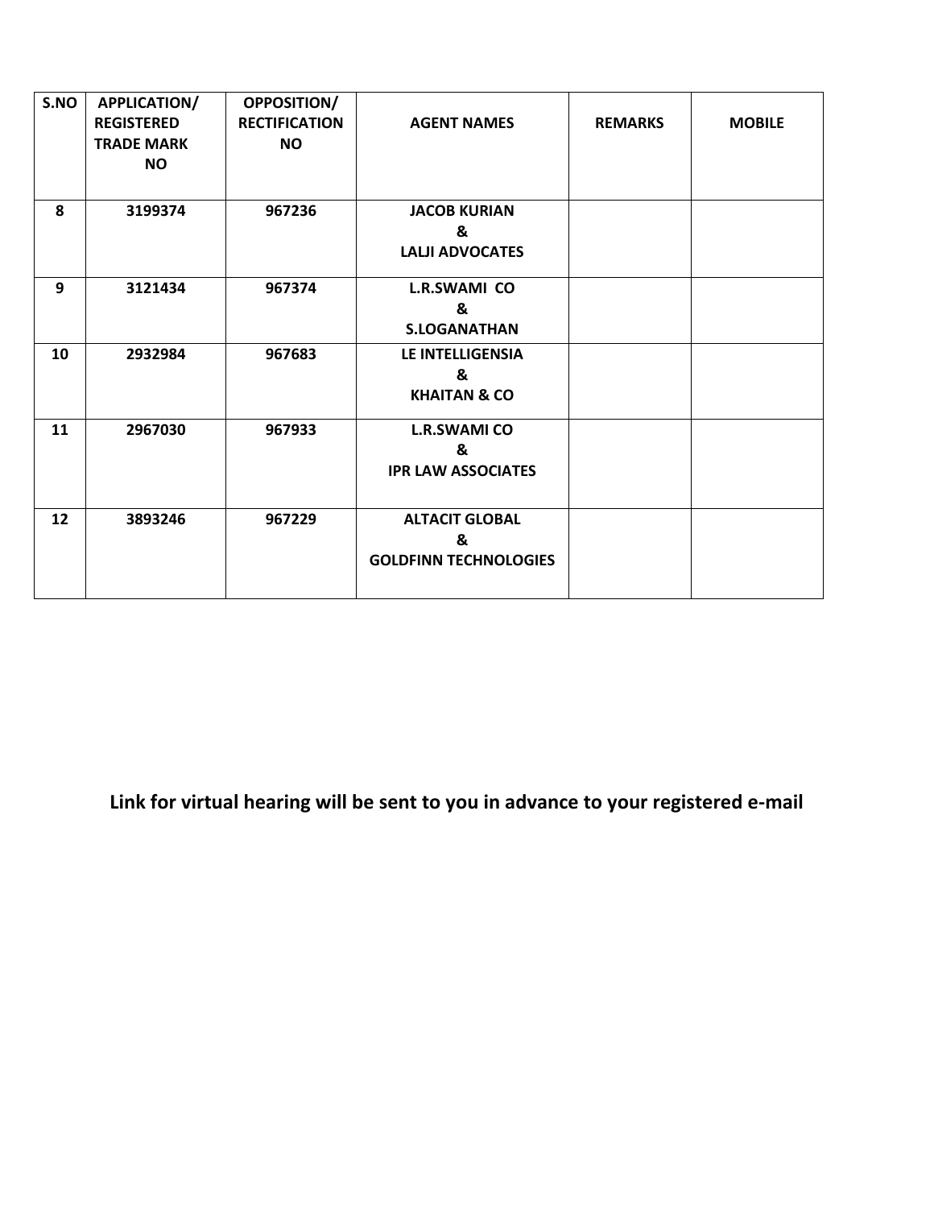| S.NO | APPLICATION/ REGISTERED TRADE MARK NO | OPPOSITION/ RECTIFICATION NO | AGENT NAMES | REMARKS | MOBILE |
|---|---|---|---|---|---|
| 8 | 3199374 | 967236 | JACOB KURIAN & LALJI ADVOCATES | | |
| 9 | 3121434 | 967374 | L.R.SWAMI CO & S.LOGANATHAN | | |
| 10 | 2932984 | 967683 | LE INTELLIGENSIA & KHAITAN & CO | | |
| 11 | 2967030 | 967933 | L.R.SWAMI CO & IPR LAW ASSOCIATES | | |
| 12 | 3893246 | 967229 | ALTACIT GLOBAL & GOLDFINN TECHNOLOGIES | | |

**Link for virtual hearing will be sent to you in advance to your registered e-mail**